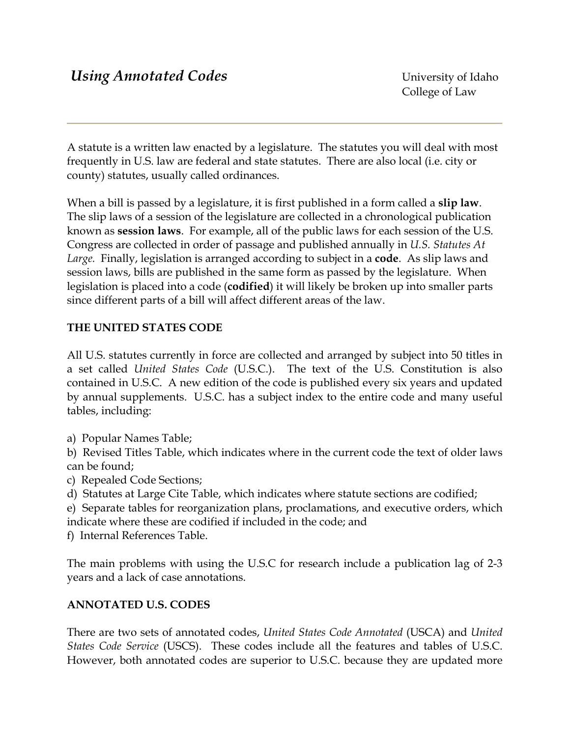# *Using Annotated Codes*

University of Idaho
College of Law

---

A statute is a written law enacted by a legislature. The statutes you will deal with most frequently in U.S. law are federal and state statutes. There are also local (i.e. city or county) statutes, usually called ordinances.

When a bill is passed by a legislature, it is first published in a form called a **slip law**. The slip laws of a session of the legislature are collected in a chronological publication known as **session laws**. For example, all of the public laws for each session of the U.S. Congress are collected in order of passage and published annually in *U.S. Statutes At Large.* Finally, legislation is arranged according to subject in a **code**. As slip laws and session laws, bills are published in the same form as passed by the legislature. When legislation is placed into a code (**codified**) it will likely be broken up into smaller parts since different parts of a bill will affect different areas of the law.

## THE UNITED STATES CODE

All U.S. statutes currently in force are collected and arranged by subject into 50 titles in a set called *United States Code* (U.S.C.). The text of the U.S. Constitution is also contained in U.S.C. A new edition of the code is published every six years and updated by annual supplements. U.S.C. has a subject index to the entire code and many useful tables, including:

a) Popular Names Table;
b) Revised Titles Table, which indicates where in the current code the text of older laws can be found;
c) Repealed Code Sections;
d) Statutes at Large Cite Table, which indicates where statute sections are codified;
e) Separate tables for reorganization plans, proclamations, and executive orders, which indicate where these are codified if included in the code; and
f) Internal References Table.

The main problems with using the U.S.C for research include a publication lag of 2-3 years and a lack of case annotations.

## ANNOTATED U.S. CODES

There are two sets of annotated codes, *United States Code Annotated* (USCA) and *United States Code Service* (USCS). These codes include all the features and tables of U.S.C. However, both annotated codes are superior to U.S.C. because they are updated more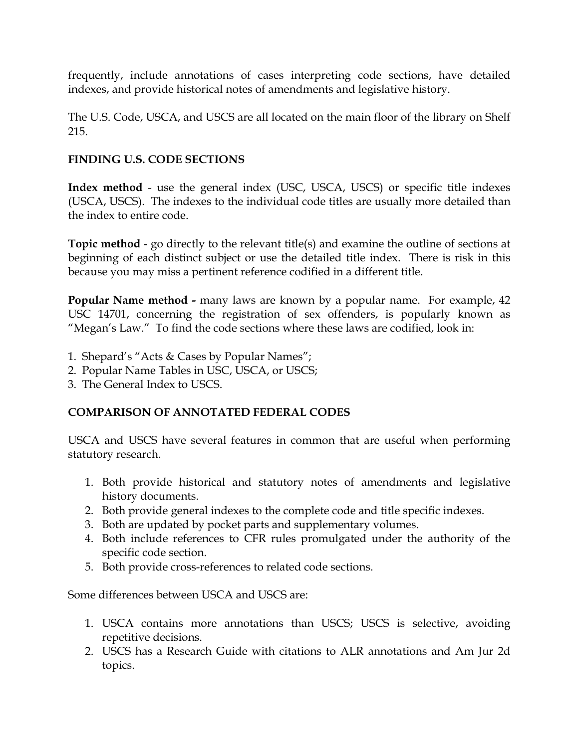frequently, include annotations of cases interpreting code sections, have detailed indexes, and provide historical notes of amendments and legislative history.

The U.S. Code, USCA, and USCS are all located on the main floor of the library on Shelf 215.

## FINDING U.S. CODE SECTIONS

**Index method** - use the general index (USC, USCA, USCS) or specific title indexes (USCA, USCS). The indexes to the individual code titles are usually more detailed than the index to entire code.

**Topic method** - go directly to the relevant title(s) and examine the outline of sections at beginning of each distinct subject or use the detailed title index. There is risk in this because you may miss a pertinent reference codified in a different title.

**Popular Name method -** many laws are known by a popular name. For example, 42 USC 14701, concerning the registration of sex offenders, is popularly known as "Megan's Law." To find the code sections where these laws are codified, look in:

1. Shepard's "Acts & Cases by Popular Names";
2. Popular Name Tables in USC, USCA, or USCS;
3. The General Index to USCS.

## COMPARISON OF ANNOTATED FEDERAL CODES

USCA and USCS have several features in common that are useful when performing statutory research.

1. Both provide historical and statutory notes of amendments and legislative history documents.
2. Both provide general indexes to the complete code and title specific indexes.
3. Both are updated by pocket parts and supplementary volumes.
4. Both include references to CFR rules promulgated under the authority of the specific code section.
5. Both provide cross-references to related code sections.

Some differences between USCA and USCS are:

1. USCA contains more annotations than USCS; USCS is selective, avoiding repetitive decisions.
2. USCS has a Research Guide with citations to ALR annotations and Am Jur 2d topics.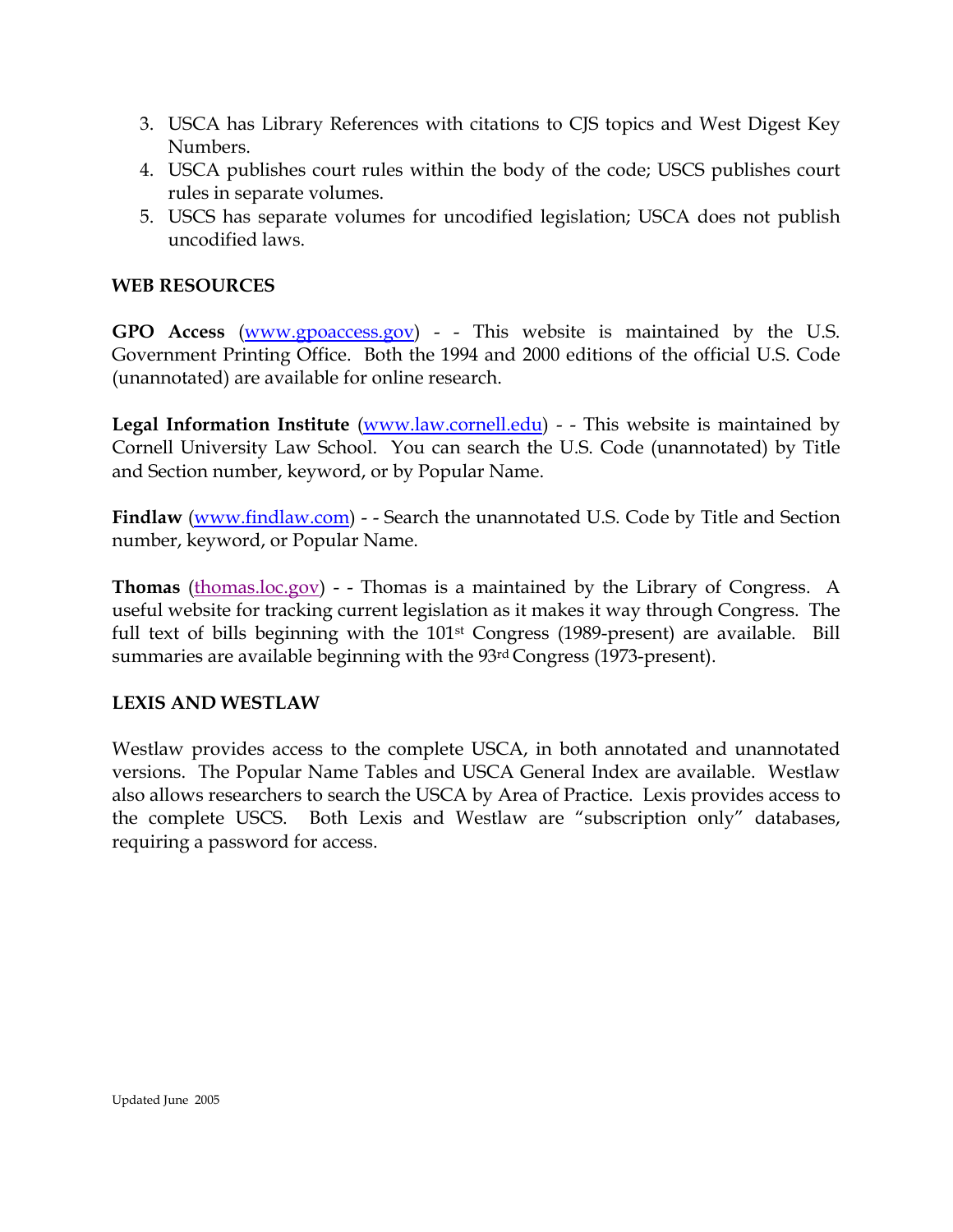3. USCA has Library References with citations to CJS topics and West Digest Key Numbers.
4. USCA publishes court rules within the body of the code; USCS publishes court rules in separate volumes.
5. USCS has separate volumes for uncodified legislation; USCA does not publish uncodified laws.

**WEB RESOURCES**

**GPO Access** (www.gpoaccess.gov) - - This website is maintained by the U.S. Government Printing Office. Both the 1994 and 2000 editions of the official U.S. Code (unannotated) are available for online research.

**Legal Information Institute** (www.law.cornell.edu) - - This website is maintained by Cornell University Law School. You can search the U.S. Code (unannotated) by Title and Section number, keyword, or by Popular Name.

**Findlaw** (www.findlaw.com) - - Search the unannotated U.S. Code by Title and Section number, keyword, or Popular Name.

**Thomas** (thomas.loc.gov) - - Thomas is a maintained by the Library of Congress. A useful website for tracking current legislation as it makes it way through Congress. The full text of bills beginning with the 101st Congress (1989-present) are available. Bill summaries are available beginning with the 93rd Congress (1973-present).

**LEXIS AND WESTLAW**

Westlaw provides access to the complete USCA, in both annotated and unannotated versions. The Popular Name Tables and USCA General Index are available. Westlaw also allows researchers to search the USCA by Area of Practice. Lexis provides access to the complete USCS. Both Lexis and Westlaw are "subscription only" databases, requiring a password for access.

Updated June 2005